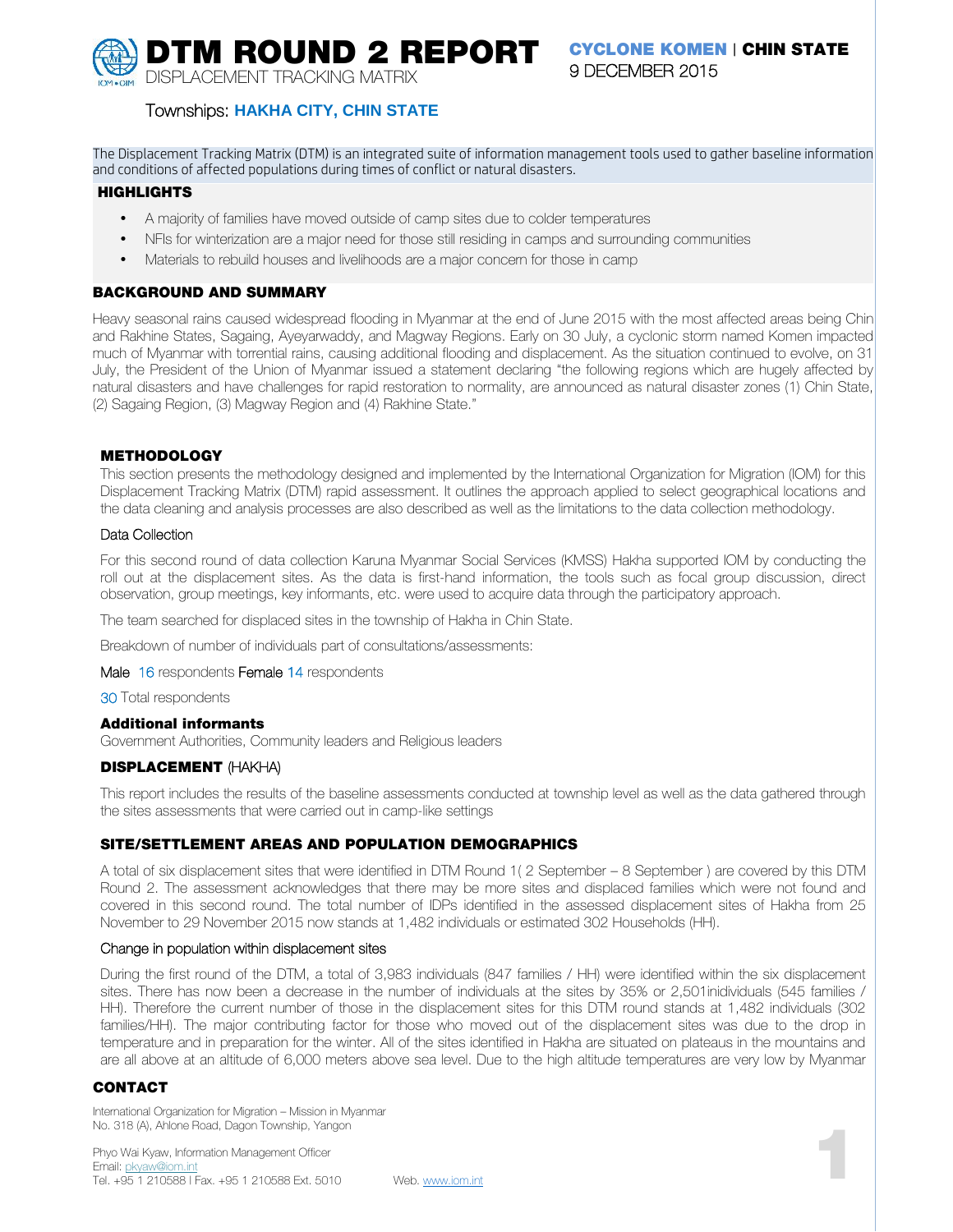# DTM ROUND 2 REPORT

DISPLACEMENT TRACKING MATRIX

**CYCLONE KOMEN | CHIN STATE**

9 DECEMBER 2015

Townships: **HAKHA CITY, CHIN STATE**

The Displacement Tracking Matrix (DTM) is an integrated suite of information management tools used to gather baseline information and conditions of affected populations during times of conflict or natural disasters.

## HIGHLIGHTS

- A majority of families have moved outside of camp sites due to colder temperatures
- NFIs for winterization are a major need for those still residing in camps and surrounding communities
- Materials to rebuild houses and livelihoods are a major concern for those in camp

## BACKGROUND AND SUMMARY

Heavy seasonal rains caused widespread flooding in Myanmar at the end of June 2015 with the most affected areas being Chin and Rakhine States, Sagaing, Ayeyarwaddy, and Magway Regions. Early on 30 July, a cyclonic storm named Komen impacted much of Myanmar with torrential rains, causing additional flooding and displacement. As the situation continued to evolve, on 31 July, the President of the Union of Myanmar issued a statement declaring "the following regions which are hugely affected by natural disasters and have challenges for rapid restoration to normality, are announced as natural disaster zones (1) Chin State, (2) Sagaing Region, (3) Magway Region and (4) Rakhine State."

## METHODOLOGY

This section presents the methodology designed and implemented by the International Organization for Migration (IOM) for this Displacement Tracking Matrix (DTM) rapid assessment. It outlines the approach applied to select geographical locations and the data cleaning and analysis processes are also described as well as the limitations to the data collection methodology.

### Data Collection

For this second round of data collection Karuna Myanmar Social Services (KMSS) Hakha supported IOM by conducting the roll out at the displacement sites. As the data is first-hand information, the tools such as focal group discussion, direct observation, group meetings, key informants, etc. were used to acquire data through the participatory approach.

The team searched for displaced sites in the township of Hakha in Chin State.

Breakdown of number of individuals part of consultations/assessments:

Male 16 respondents Female 14 respondents

30 Total respondents

### Additional informants

Government Authorities, Community leaders and Religious leaders

## DISPLACEMENT (HAKHA)

This report includes the results of the baseline assessments conducted at township level as well as the data gathered through the sites assessments that were carried out in camp-like settings

## SITE/SETTLEMENT AREAS AND POPULATION DEMOGRAPHICS

A total of six displacement sites that were identified in DTM Round 1( 2 September – 8 September ) are covered by this DTM Round 2. The assessment acknowledges that there may be more sites and displaced families which were not found and covered in this second round. The total number of IDPs identified in the assessed displacement sites of Hakha from 25 November to 29 November 2015 now stands at 1,482 individuals or estimated 302 Households (HH).

### Change in population within displacement sites

During the first round of the DTM, a total of 3,983 individuals (847 families / HH) were identified within the six displacement sites. There has now been a decrease in the number of individuals at the sites by 35% or 2,501inidividuals (545 families / HH). Therefore the current number of those in the displacement sites for this DTM round stands at 1,482 individuals (302 families/HH). The major contributing factor for those who moved out of the displacement sites was due to the drop in temperature and in preparation for the winter. All of the sites identified in Hakha are situated on plateaus in the mountains and are all above at an altitude of 6,000 meters above sea level. Due to the high altitude temperatures are very low by Myanmar

## CONTACT

International Organization for Migration – Mission in Myanmar
No. 318 (A), Ahlone Road, Dagon Township, Yangon

Phyo Wai Kyaw, Information Management Officer
Email: pkyaw@iom.int
Tel. +95 1 210588 I Fax. +95 1 210588 Ext. 5010 Web. www.iom.int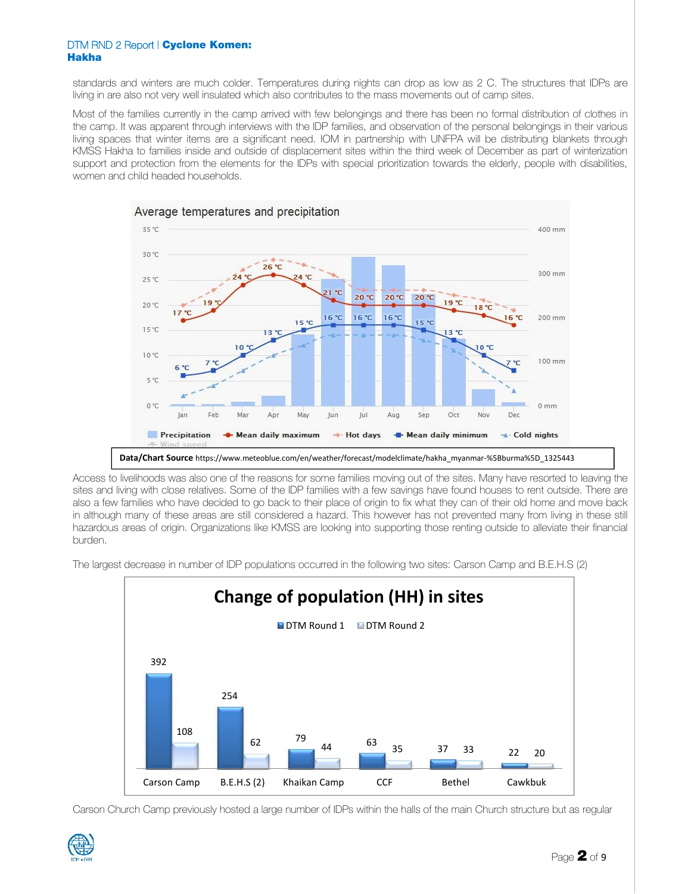standards and winters are much colder. Temperatures during nights can drop as low as 2 C. The structures that IDPs are living in are also not very well insulated which also contributes to the mass movements out of camp sites.

Most of the families currently in the camp arrived with few belongings and there has been no formal distribution of clothes in the camp. It was apparent through interviews with the IDP families, and observation of the personal belongings in their various living spaces that winter items are a significant need. IOM in partnership with UNFPA will be distributing blankets through KMSS Hakha to families inside and outside of displacement sites within the third week of December as part of winterization support and protection from the elements for the IDPs with special prioritization towards the elderly, people with disabilities, women and child headed households.

**Average temperatures and precipitation**

| Month | Mean daily maximum | Mean daily minimum |
|---|---|---|
| Jan | 17 °C | 6 °C |
| Feb | 19 °C | 7 °C |
| Mar | 24 °C | 10 °C |
| Apr | 26 °C | 13 °C |
| May | 24 °C | 15 °C |
| Jun | 21 °C | 16 °C |
| Jul | 20 °C | 16 °C |
| Aug | 20 °C | 16 °C |
| Sep | 20 °C | 15 °C |
| Oct | 19 °C | 13 °C |
| Nov | 18 °C | 10 °C |
| Dec | 16 °C | 7 °C |

Legend: Precipitation, Mean daily maximum, Hot days, Mean daily minimum, Cold nights, Wind speed

**Data/Chart Source** https://www.meteoblue.com/en/weather/forecast/modelclimate/hakha_myanmar-%5Bburma%5D_1325443

Access to livelihoods was also one of the reasons for some families moving out of the sites. Many have resorted to leaving the sites and living with close relatives. Some of the IDP families with a few savings have found houses to rent outside. There are also a few families who have decided to go back to their place of origin to fix what they can of their old home and move back in although many of these areas are still considered a hazard. This however has not prevented many from living in these still hazardous areas of origin. Organizations like KMSS are looking into supporting those renting outside to alleviate their financial burden.

The largest decrease in number of IDP populations occurred in the following two sites: Carson Camp and B.E.H.S (2)

**Change of population (HH) in sites**

| Site | DTM Round 1 | DTM Round 2 |
|---|---|---|
| Carson Camp | 392 | 108 |
| B.E.H.S (2) | 254 | 62 |
| Khaikan Camp | 79 | 44 |
| CCF | 63 | 35 |
| Bethel | 37 | 33 |
| Cawkbuk | 22 | 20 |

Carson Church Camp previously hosted a large number of IDPs within the halls of the main Church structure but as regular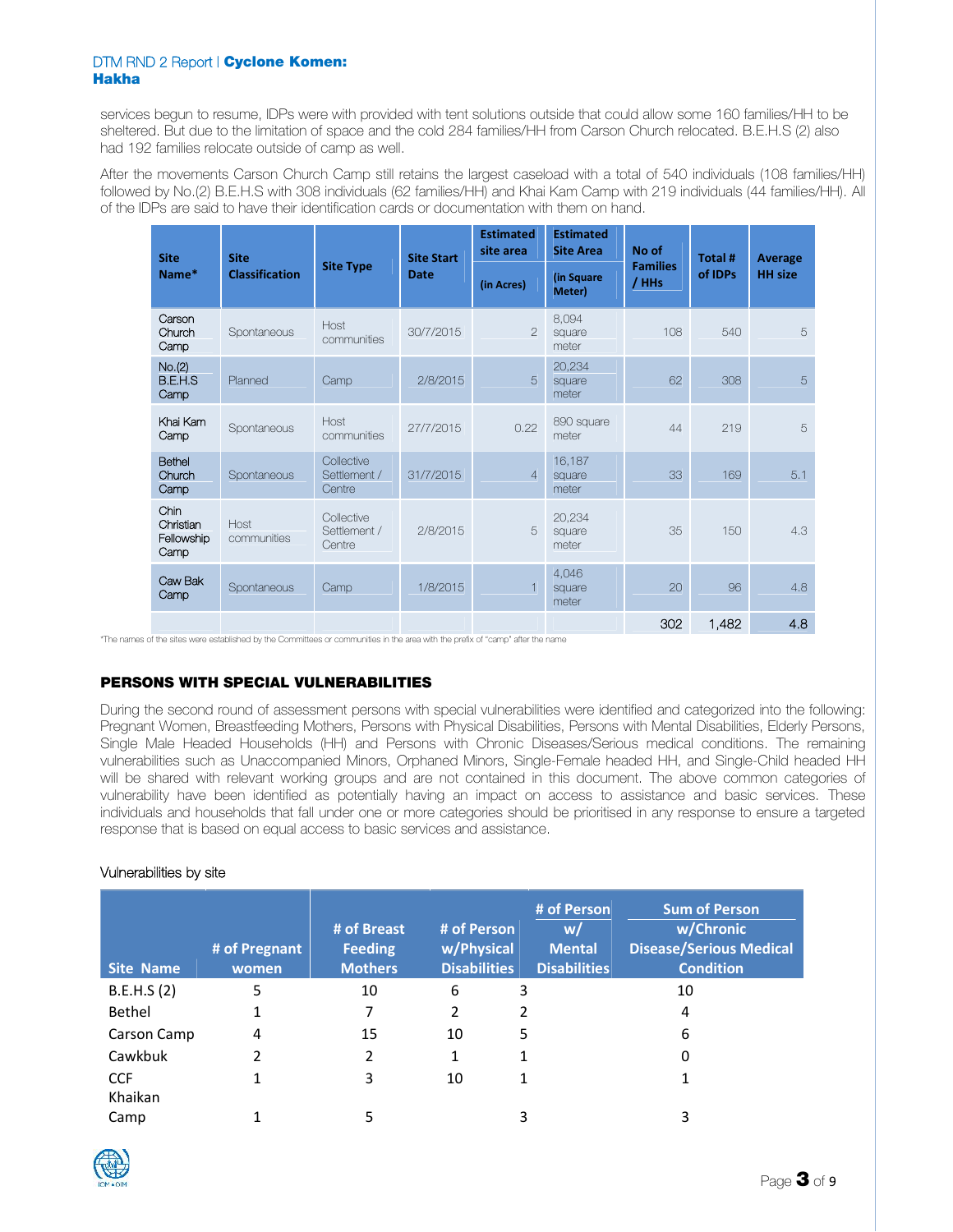services begun to resume, IDPs were with provided with tent solutions outside that could allow some 160 families/HH to be sheltered. But due to the limitation of space and the cold 284 families/HH from Carson Church relocated. B.E.H.S (2) also had 192 families relocate outside of camp as well.

After the movements Carson Church Camp still retains the largest caseload with a total of 540 individuals (108 families/HH) followed by No.(2) B.E.H.S with 308 individuals (62 families/HH) and Khai Kam Camp with 219 individuals (44 families/HH). All of the IDPs are said to have their identification cards or documentation with them on hand.

| Site Name* | Site Classification | Site Type | Site Start Date | Estimated site area (in Acres) | Estimated Site Area (in Square Meter) | No of Families / HHs | Total # of IDPs | Average HH size |
|---|---|---|---|---|---|---|---|---|
| Carson Church Camp | Spontaneous | Host communities | 30/7/2015 | 2 | 8,094 square meter | 108 | 540 | 5 |
| No.(2) B.E.H.S Camp | Planned | Camp | 2/8/2015 | 5 | 20,234 square meter | 62 | 308 | 5 |
| Khai Kam Camp | Spontaneous | Host communities | 27/7/2015 | 0.22 | 890 square meter | 44 | 219 | 5 |
| Bethel Church Camp | Spontaneous | Collective Settlement / Centre | 31/7/2015 | 4 | 16,187 square meter | 33 | 169 | 5.1 |
| Chin Christian Fellowship Camp | Host communities | Collective Settlement / Centre | 2/8/2015 | 5 | 20,234 square meter | 35 | 150 | 4.3 |
| Caw Bak Camp | Spontaneous | Camp | 1/8/2015 | 1 | 4,046 square meter | 20 | 96 | 4.8 |
| | | | | | | 302 | 1,482 | 4.8 |

*The names of the sites were established by the Committees or communities in the area with the prefix of "camp" after the name

## PERSONS WITH SPECIAL VULNERABILITIES

During the second round of assessment persons with special vulnerabilities were identified and categorized into the following: Pregnant Women, Breastfeeding Mothers, Persons with Physical Disabilities, Persons with Mental Disabilities, Elderly Persons, Single Male Headed Households (HH) and Persons with Chronic Diseases/Serious medical conditions. The remaining vulnerabilities such as Unaccompanied Minors, Orphaned Minors, Single-Female headed HH, and Single-Child headed HH will be shared with relevant working groups and are not contained in this document. The above common categories of vulnerability have been identified as potentially having an impact on access to assistance and basic services. These individuals and households that fall under one or more categories should be prioritised in any response to ensure a targeted response that is based on equal access to basic services and assistance.

Vulnerabilities by site

| Site Name | # of Pregnant women | # of Breast Feeding Mothers | # of Person w/Physical Disabilities | # of Person w/ Mental Disabilities | Sum of Person w/Chronic Disease/Serious Medical Condition |
|---|---|---|---|---|---|
| B.E.H.S (2) | 5 | 10 | 6 | 3 | 10 |
| Bethel | 1 | 7 | 2 | 2 | 4 |
| Carson Camp | 4 | 15 | 10 | 5 | 6 |
| Cawkbuk | 2 | 2 | 1 | 1 | 0 |
| CCF | 1 | 3 | 10 | 1 | 1 |
| Khaikan Camp | 1 | 5 | | 3 | 3 |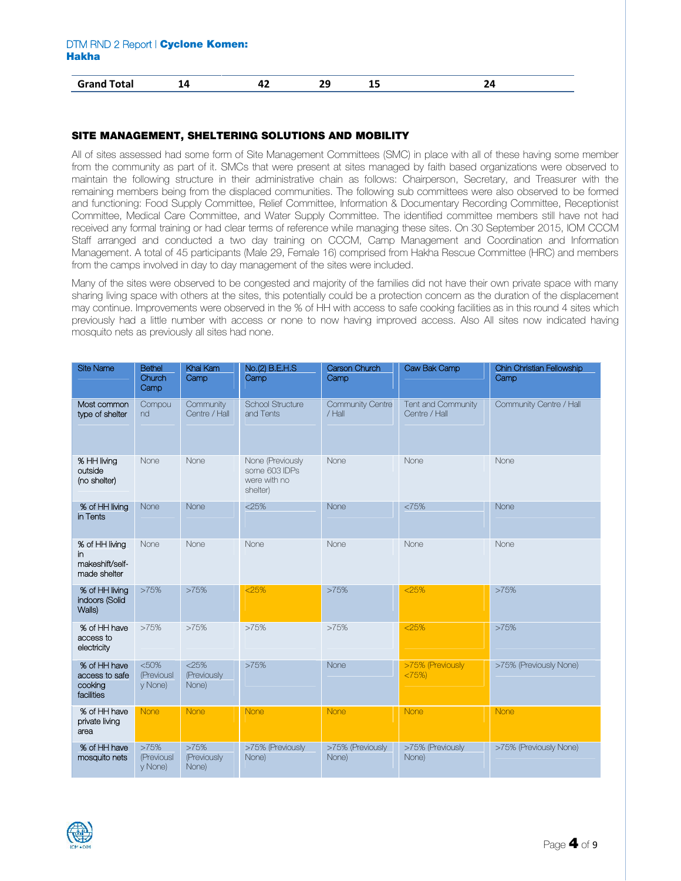| Grand Total | 14 | 42 | 29 | 15 | 24 |
|---|---|---|---|---|---|

## SITE MANAGEMENT, SHELTERING SOLUTIONS AND MOBILITY

All of sites assessed had some form of Site Management Committees (SMC) in place with all of these having some member from the community as part of it. SMCs that were present at sites managed by faith based organizations were observed to maintain the following structure in their administrative chain as follows: Chairperson, Secretary, and Treasurer with the remaining members being from the displaced communities. The following sub committees were also observed to be formed and functioning: Food Supply Committee, Relief Committee, Information & Documentary Recording Committee, Receptionist Committee, Medical Care Committee, and Water Supply Committee. The identified committee members still have not had received any formal training or had clear terms of reference while managing these sites. On 30 September 2015, IOM CCCM Staff arranged and conducted a two day training on CCCM, Camp Management and Coordination and Information Management. A total of 45 participants (Male 29, Female 16) comprised from Hakha Rescue Committee (HRC) and members from the camps involved in day to day management of the sites were included.

Many of the sites were observed to be congested and majority of the families did not have their own private space with many sharing living space with others at the sites, this potentially could be a protection concern as the duration of the displacement may continue. Improvements were observed in the % of HH with access to safe cooking facilities as in this round 4 sites which previously had a little number with access or none to now having improved access. Also All sites now indicated having mosquito nets as previously all sites had none.

| Site Name | Bethel Church Camp | Khai Kam Camp | No.(2) B.E.H.S Camp | Carson Church Camp | Caw Bak Camp | Chin Christian Fellowship Camp |
|---|---|---|---|---|---|---|
| Most common type of shelter | Compound | Community Centre / Hall | School Structure and Tents | Community Centre / Hall | Tent and Community Centre / Hall | Community Centre / Hall |
| % HH living outside (no shelter) | None | None | None (Previously some 603 IDPs were with no shelter) | None | None | None |
| % of HH living in Tents | None | None | <25% | None | <75% | None |
| % of HH living in makeshift/self-made shelter | None | None | None | None | None | None |
| % of HH living indoors (Solid Walls) | >75% | >75% | <25% | >75% | <25% | >75% |
| % of HH have access to electricity | >75% | >75% | >75% | >75% | <25% | >75% |
| % of HH have access to safe cooking facilities | <50% (Previously None) | <25% (Previously None) | >75% | None | >75% (Previously <75%) | >75% (Previously None) |
| % of HH have private living area | None | None | None | None | None | None |
| % of HH have mosquito nets | >75% (Previously None) | >75% (Previously None) | >75% (Previously None) | >75% (Previously None) | >75% (Previously None) | >75% (Previously None) |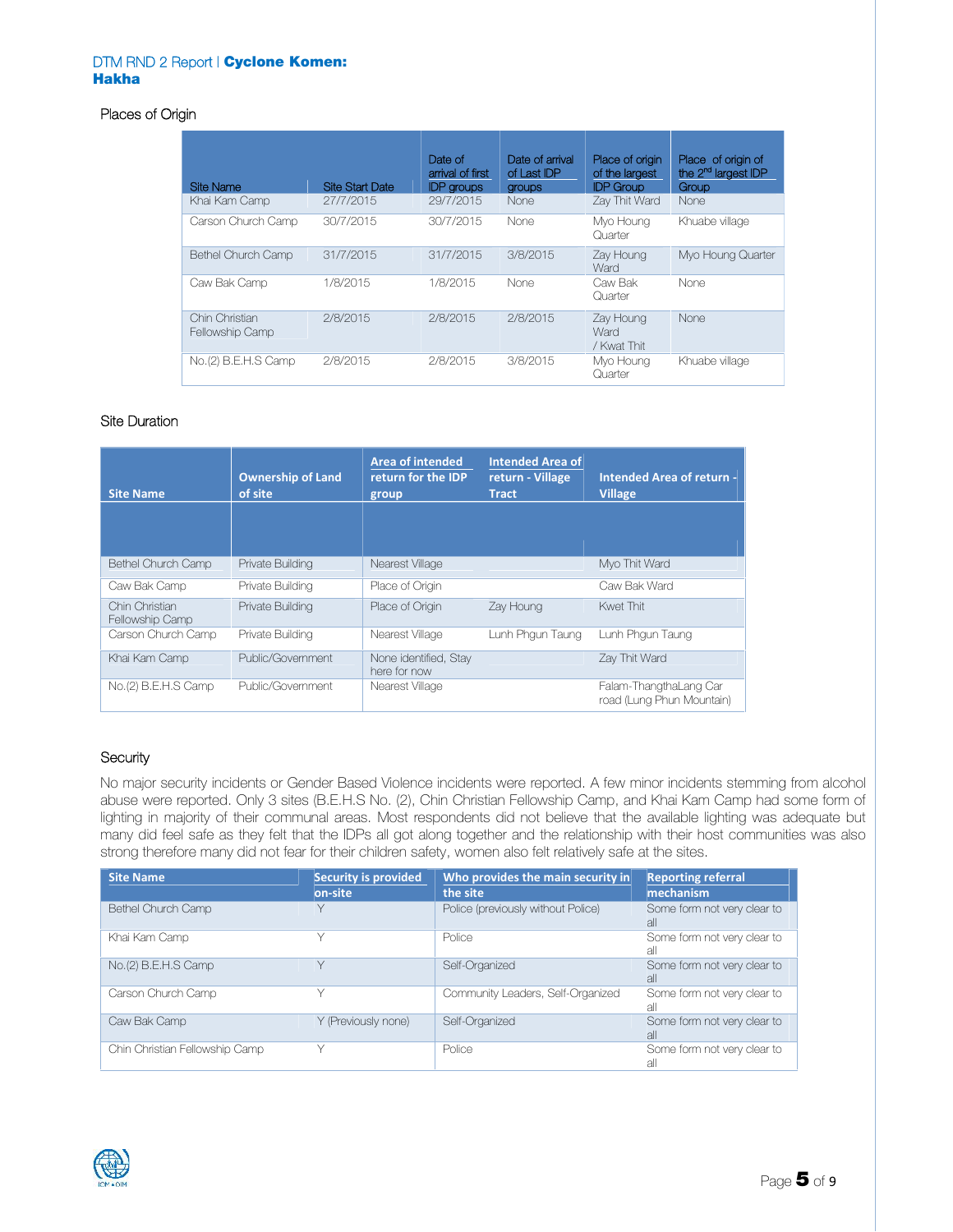## Places of Origin

| Site Name | Site Start Date | Date of arrival of first IDP groups | Date of arrival of Last IDP groups | Place of origin of the largest IDP Group | Place of origin of the 2nd largest IDP Group |
|---|---|---|---|---|---|
| Khai Kam Camp | 27/7/2015 | 29/7/2015 | None | Zay Thit Ward | None |
| Carson Church Camp | 30/7/2015 | 30/7/2015 | None | Myo Houng Quarter | Khuabe village |
| Bethel Church Camp | 31/7/2015 | 31/7/2015 | 3/8/2015 | Zay Houng Ward | Myo Houng Quarter |
| Caw Bak Camp | 1/8/2015 | 1/8/2015 | None | Caw Bak Quarter | None |
| Chin Christian Fellowship Camp | 2/8/2015 | 2/8/2015 | 2/8/2015 | Zay Houng Ward / Kwat Thit | None |
| No.(2) B.E.H.S Camp | 2/8/2015 | 2/8/2015 | 3/8/2015 | Myo Houng Quarter | Khuabe village |

## Site Duration

| Site Name | Ownership of Land of site | Area of intended return for the IDP group | Intended Area of return - Village Tract | Intended Area of return - Village |
|---|---|---|---|---|
| Bethel Church Camp | Private Building | Nearest Village | | Myo Thit Ward |
| Caw Bak Camp | Private Building | Place of Origin | | Caw Bak Ward |
| Chin Christian Fellowship Camp | Private Building | Place of Origin | Zay Houng | Kwet Thit |
| Carson Church Camp | Private Building | Nearest Village | Lunh Phgun Taung | Lunh Phgun Taung |
| Khai Kam Camp | Public/Government | None identified, Stay here for now | | Zay Thit Ward |
| No.(2) B.E.H.S Camp | Public/Government | Nearest Village | | Falam-ThangthaLang Car road (Lung Phun Mountain) |

## Security

No major security incidents or Gender Based Violence incidents were reported. A few minor incidents stemming from alcohol abuse were reported. Only 3 sites (B.E.H.S No. (2), Chin Christian Fellowship Camp, and Khai Kam Camp had some form of lighting in majority of their communal areas. Most respondents did not believe that the available lighting was adequate but many did feel safe as they felt that the IDPs all got along together and the relationship with their host communities was also strong therefore many did not fear for their children safety, women also felt relatively safe at the sites.

| Site Name | Security is provided on-site | Who provides the main security in the site | Reporting referral mechanism |
|---|---|---|---|
| Bethel Church Camp | Y | Police (previously without Police) | Some form not very clear to all |
| Khai Kam Camp | Y | Police | Some form not very clear to all |
| No.(2) B.E.H.S Camp | Y | Self-Organized | Some form not very clear to all |
| Carson Church Camp | Y | Community Leaders, Self-Organized | Some form not very clear to all |
| Caw Bak Camp | Y (Previously none) | Self-Organized | Some form not very clear to all |
| Chin Christian Fellowship Camp | Y | Police | Some form not very clear to all |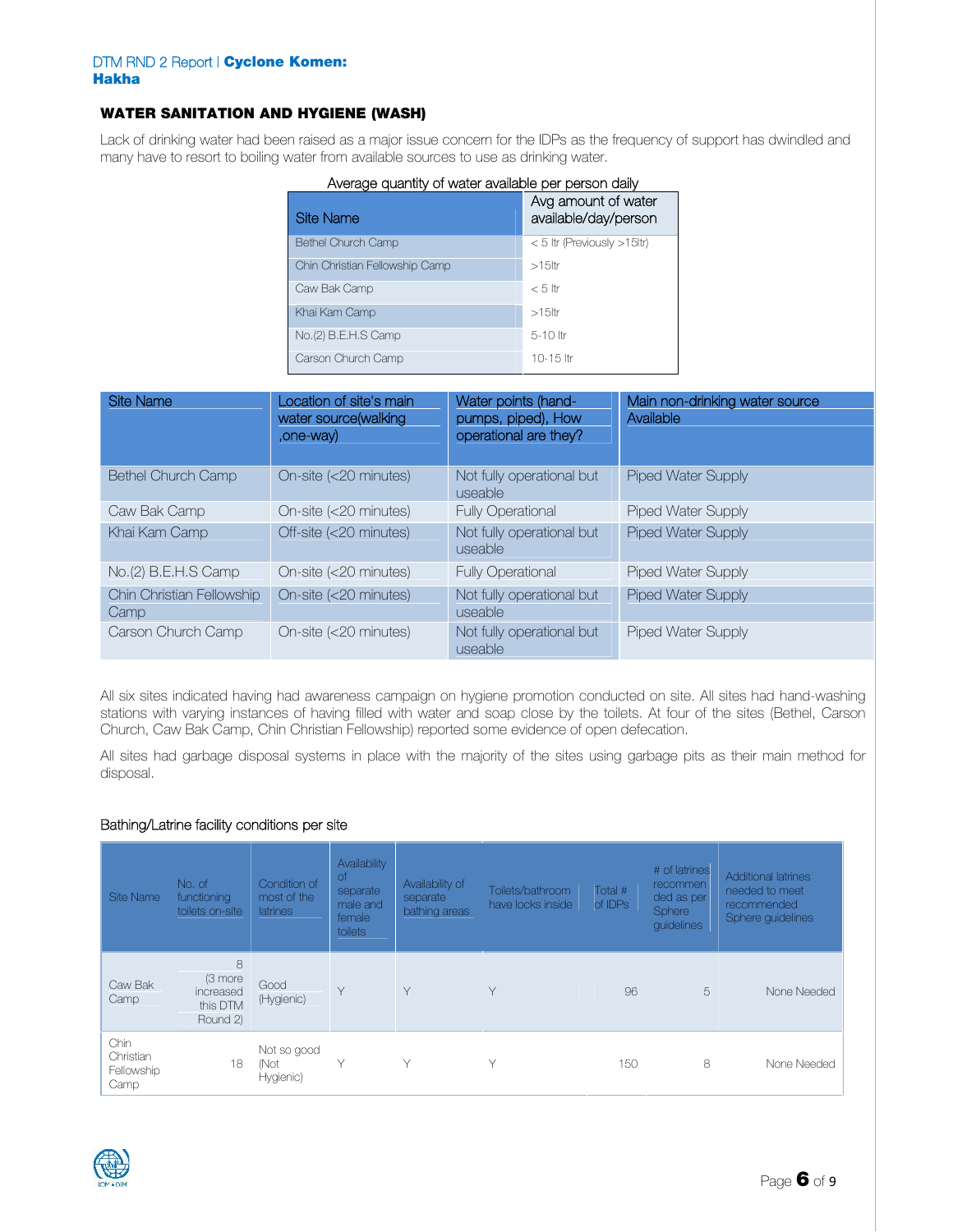## WATER SANITATION AND HYGIENE (WASH)

Lack of drinking water had been raised as a major issue concern for the IDPs as the frequency of support has dwindled and many have to resort to boiling water from available sources to use as drinking water.

Average quantity of water available per person daily

| Site Name | Avg amount of water available/day/person |
|---|---|
| Bethel Church Camp | < 5 ltr (Previously >15ltr) |
| Chin Christian Fellowship Camp | >15ltr |
| Caw Bak Camp | < 5 ltr |
| Khai Kam Camp | >15ltr |
| No.(2) B.E.H.S Camp | 5-10 ltr |
| Carson Church Camp | 10-15 ltr |

| Site Name | Location of site's main water source(walking ,one-way) | Water points (hand-pumps, piped), How operational are they? | Main non-drinking water source Available |
|---|---|---|---|
| Bethel Church Camp | On-site (<20 minutes) | Not fully operational but useable | Piped Water Supply |
| Caw Bak Camp | On-site (<20 minutes) | Fully Operational | Piped Water Supply |
| Khai Kam Camp | Off-site (<20 minutes) | Not fully operational but useable | Piped Water Supply |
| No.(2) B.E.H.S Camp | On-site (<20 minutes) | Fully Operational | Piped Water Supply |
| Chin Christian Fellowship Camp | On-site (<20 minutes) | Not fully operational but useable | Piped Water Supply |
| Carson Church Camp | On-site (<20 minutes) | Not fully operational but useable | Piped Water Supply |

All six sites indicated having had awareness campaign on hygiene promotion conducted on site. All sites had hand-washing stations with varying instances of having filled with water and soap close by the toilets. At four of the sites (Bethel, Carson Church, Caw Bak Camp, Chin Christian Fellowship) reported some evidence of open defecation.

All sites had garbage disposal systems in place with the majority of the sites using garbage pits as their main method for disposal.

Bathing/Latrine facility conditions per site

| Site Name | No. of functioning toilets on-site | Condition of most of the latrines | Availability of separate male and female toilets | Availability of separate bathing areas | Toilets/bathroom have locks inside | Total # of IDPs | # of latrines recommended as per Sphere guidelines | Additional latrines needed to meet recommended Sphere guidelines |
|---|---|---|---|---|---|---|---|---|
| Caw Bak Camp | 8 (3 more increased this DTM Round 2) | Good (Hygienic) | Y | Y | Y | 96 | 5 | None Needed |
| Chin Christian Fellowship Camp | 18 | Not so good (Not Hygienic) | Y | Y | Y | 150 | 8 | None Needed |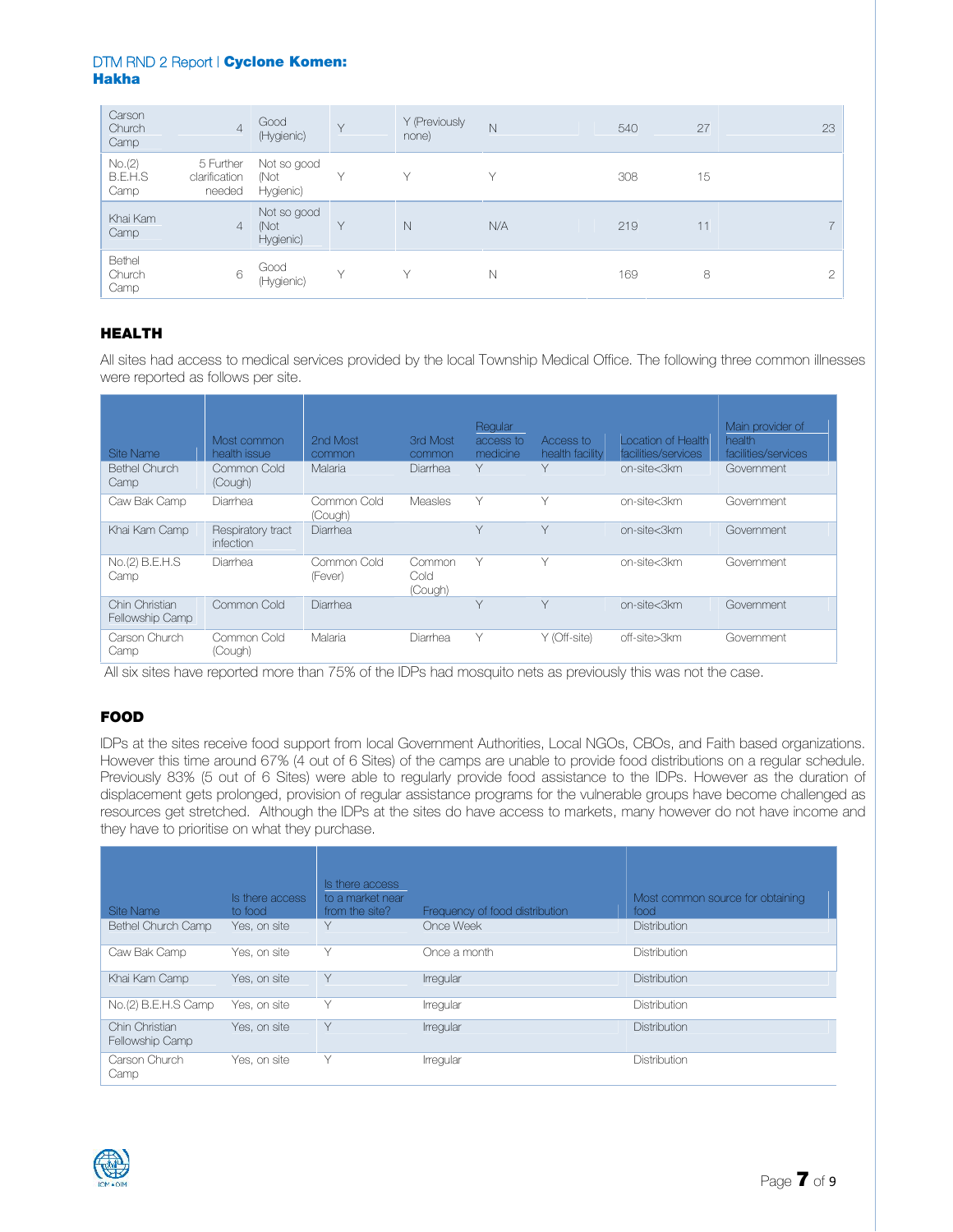| | | | | | | | | |
|---|---|---|---|---|---|---|---|---|
| Carson Church Camp | 4 | Good (Hygienic) | Y | Y (Previously none) | N | 540 | 27 | 23 |
| No.(2) B.E.H.S Camp | 5 Further clarification needed | Not so good (Not Hygienic) | Y | Y | Y | 308 | 15 | |
| Khai Kam Camp | 4 | Not so good (Not Hygienic) | Y | N | N/A | 219 | 11 | 7 |
| Bethel Church Camp | 6 | Good (Hygienic) | Y | Y | N | 169 | 8 | 2 |

## HEALTH

All sites had access to medical services provided by the local Township Medical Office. The following three common illnesses were reported as follows per site.

| Site Name | Most common health issue | 2nd Most common | 3rd Most common | Regular access to medicine | Access to health facility | Location of Health facilities/services | Main provider of health facilities/services |
|---|---|---|---|---|---|---|---|
| Bethel Church Camp | Common Cold (Cough) | Malaria | Diarrhea | Y | Y | on-site<3km | Government |
| Caw Bak Camp | Diarrhea | Common Cold (Cough) | Measles | Y | Y | on-site<3km | Government |
| Khai Kam Camp | Respiratory tract infection | Diarrhea | | Y | Y | on-site<3km | Government |
| No.(2) B.E.H.S Camp | Diarrhea | Common Cold (Fever) | Common Cold (Cough) | Y | Y | on-site<3km | Government |
| Chin Christian Fellowship Camp | Common Cold | Diarrhea | | Y | Y | on-site<3km | Government |
| Carson Church Camp | Common Cold (Cough) | Malaria | Diarrhea | Y | Y (Off-site) | off-site>3km | Government |

All six sites have reported more than 75% of the IDPs had mosquito nets as previously this was not the case.

## FOOD

IDPs at the sites receive food support from local Government Authorities, Local NGOs, CBOs, and Faith based organizations. However this time around 67% (4 out of 6 Sites) of the camps are unable to provide food distributions on a regular schedule. Previously 83% (5 out of 6 Sites) were able to regularly provide food assistance to the IDPs. However as the duration of displacement gets prolonged, provision of regular assistance programs for the vulnerable groups have become challenged as resources get stretched. Although the IDPs at the sites do have access to markets, many however do not have income and they have to prioritise on what they purchase.

| Site Name | Is there access to food | Is there access to a market near from the site? | Frequency of food distribution | Most common source for obtaining food |
|---|---|---|---|---|
| Bethel Church Camp | Yes, on site | Y | Once Week | Distribution |
| Caw Bak Camp | Yes, on site | Y | Once a month | Distribution |
| Khai Kam Camp | Yes, on site | Y | Irregular | Distribution |
| No.(2) B.E.H.S Camp | Yes, on site | Y | Irregular | Distribution |
| Chin Christian Fellowship Camp | Yes, on site | Y | Irregular | Distribution |
| Carson Church Camp | Yes, on site | Y | Irregular | Distribution |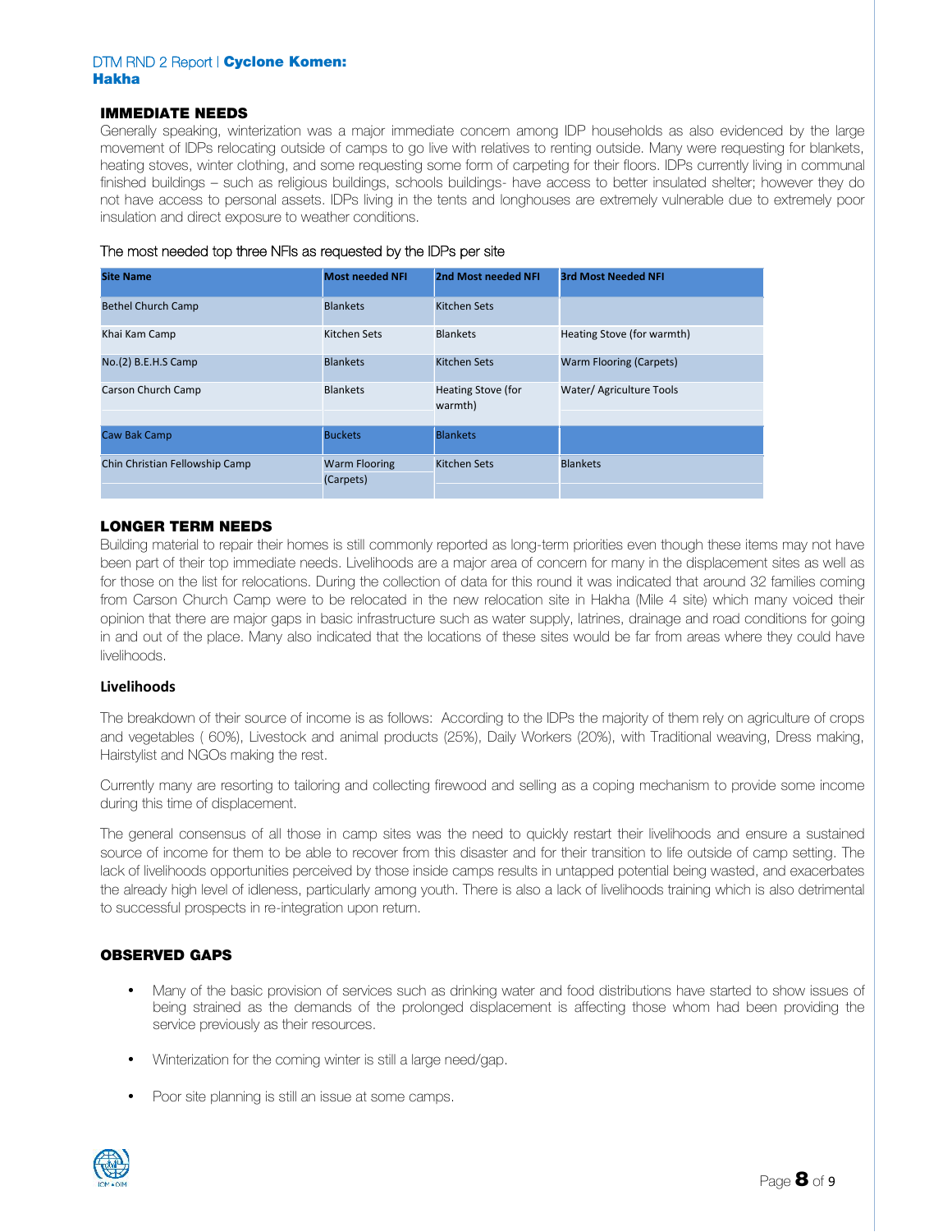## IMMEDIATE NEEDS

Generally speaking, winterization was a major immediate concern among IDP households as also evidenced by the large movement of IDPs relocating outside of camps to go live with relatives to renting outside. Many were requesting for blankets, heating stoves, winter clothing, and some requesting some form of carpeting for their floors. IDPs currently living in communal finished buildings – such as religious buildings, schools buildings- have access to better insulated shelter; however they do not have access to personal assets. IDPs living in the tents and longhouses are extremely vulnerable due to extremely poor insulation and direct exposure to weather conditions.

The most needed top three NFIs as requested by the IDPs per site

| Site Name | Most needed NFI | 2nd Most needed NFI | 3rd Most Needed NFI |
|---|---|---|---|
| Bethel Church Camp | Blankets | Kitchen Sets | |
| Khai Kam Camp | Kitchen Sets | Blankets | Heating Stove (for warmth) |
| No.(2) B.E.H.S Camp | Blankets | Kitchen Sets | Warm Flooring (Carpets) |
| Carson Church Camp | Blankets | Heating Stove (for warmth) | Water/ Agriculture Tools |
| Caw Bak Camp | Buckets | Blankets | |
| Chin Christian Fellowship Camp | Warm Flooring (Carpets) | Kitchen Sets | Blankets |

## LONGER TERM NEEDS

Building material to repair their homes is still commonly reported as long-term priorities even though these items may not have been part of their top immediate needs. Livelihoods are a major area of concern for many in the displacement sites as well as for those on the list for relocations. During the collection of data for this round it was indicated that around 32 families coming from Carson Church Camp were to be relocated in the new relocation site in Hakha (Mile 4 site) which many voiced their opinion that there are major gaps in basic infrastructure such as water supply, latrines, drainage and road conditions for going in and out of the place. Many also indicated that the locations of these sites would be far from areas where they could have livelihoods.

### Livelihoods

The breakdown of their source of income is as follows: According to the IDPs the majority of them rely on agriculture of crops and vegetables ( 60%), Livestock and animal products (25%), Daily Workers (20%), with Traditional weaving, Dress making, Hairstylist and NGOs making the rest.

Currently many are resorting to tailoring and collecting firewood and selling as a coping mechanism to provide some income during this time of displacement.

The general consensus of all those in camp sites was the need to quickly restart their livelihoods and ensure a sustained source of income for them to be able to recover from this disaster and for their transition to life outside of camp setting. The lack of livelihoods opportunities perceived by those inside camps results in untapped potential being wasted, and exacerbates the already high level of idleness, particularly among youth. There is also a lack of livelihoods training which is also detrimental to successful prospects in re-integration upon return.

## OBSERVED GAPS

- Many of the basic provision of services such as drinking water and food distributions have started to show issues of being strained as the demands of the prolonged displacement is affecting those whom had been providing the service previously as their resources.
- Winterization for the coming winter is still a large need/gap.
- Poor site planning is still an issue at some camps.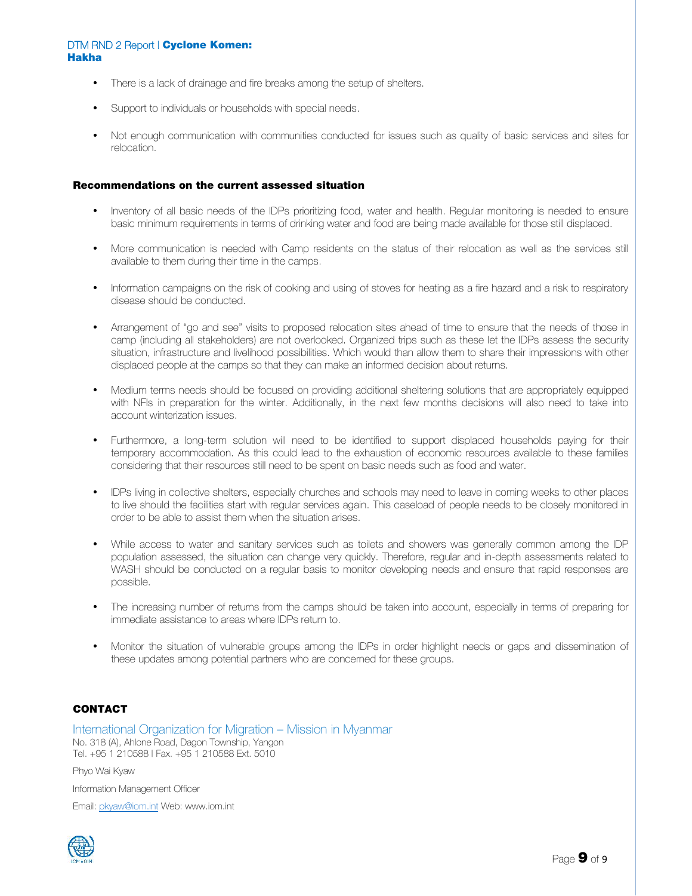- There is a lack of drainage and fire breaks among the setup of shelters.
- Support to individuals or households with special needs.
- Not enough communication with communities conducted for issues such as quality of basic services and sites for relocation.

### Recommendations on the current assessed situation

- Inventory of all basic needs of the IDPs prioritizing food, water and health. Regular monitoring is needed to ensure basic minimum requirements in terms of drinking water and food are being made available for those still displaced.
- More communication is needed with Camp residents on the status of their relocation as well as the services still available to them during their time in the camps.
- Information campaigns on the risk of cooking and using of stoves for heating as a fire hazard and a risk to respiratory disease should be conducted.
- Arrangement of "go and see" visits to proposed relocation sites ahead of time to ensure that the needs of those in camp (including all stakeholders) are not overlooked. Organized trips such as these let the IDPs assess the security situation, infrastructure and livelihood possibilities. Which would than allow them to share their impressions with other displaced people at the camps so that they can make an informed decision about returns.
- Medium terms needs should be focused on providing additional sheltering solutions that are appropriately equipped with NFIs in preparation for the winter. Additionally, in the next few months decisions will also need to take into account winterization issues.
- Furthermore, a long-term solution will need to be identified to support displaced households paying for their temporary accommodation. As this could lead to the exhaustion of economic resources available to these families considering that their resources still need to be spent on basic needs such as food and water.
- IDPs living in collective shelters, especially churches and schools may need to leave in coming weeks to other places to live should the facilities start with regular services again. This caseload of people needs to be closely monitored in order to be able to assist them when the situation arises.
- While access to water and sanitary services such as toilets and showers was generally common among the IDP population assessed, the situation can change very quickly. Therefore, regular and in-depth assessments related to WASH should be conducted on a regular basis to monitor developing needs and ensure that rapid responses are possible.
- The increasing number of returns from the camps should be taken into account, especially in terms of preparing for immediate assistance to areas where IDPs return to.
- Monitor the situation of vulnerable groups among the IDPs in order highlight needs or gaps and dissemination of these updates among potential partners who are concerned for these groups.

## CONTACT

International Organization for Migration – Mission in Myanmar
No. 318 (A), Ahlone Road, Dagon Township, Yangon
Tel. +95 1 210588 | Fax. +95 1 210588 Ext. 5010

Phyo Wai Kyaw

Information Management Officer

Email: pkyaw@iom.int Web: www.iom.int